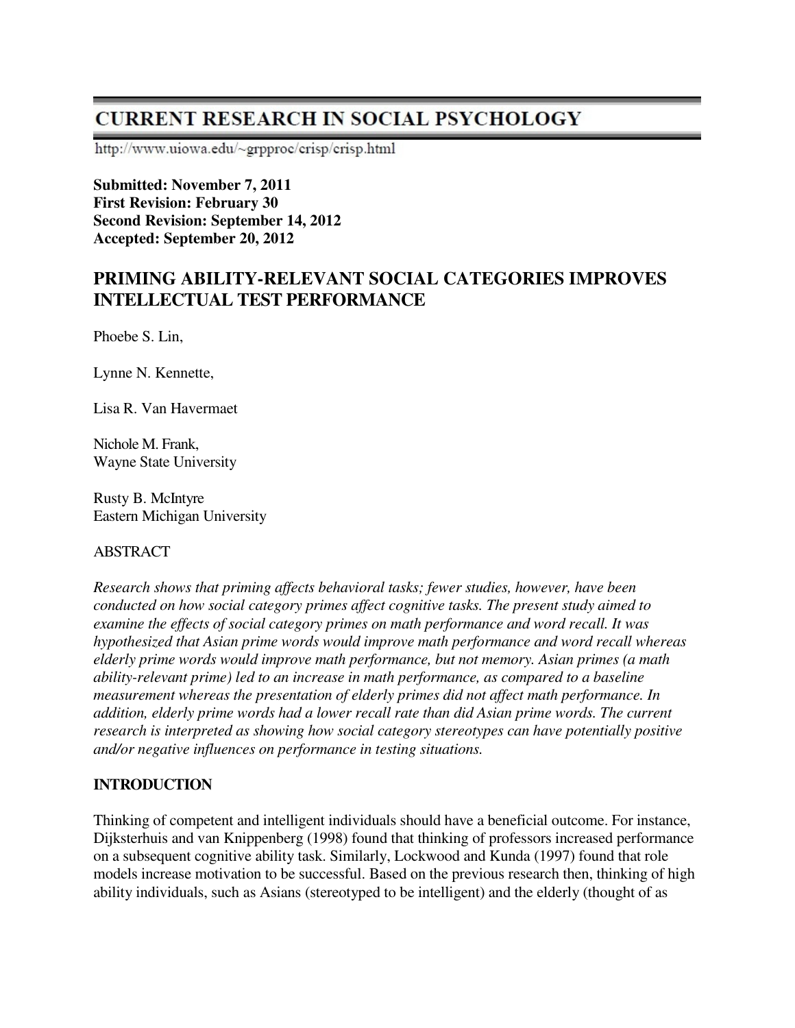# CURRENT RESEARCH IN SOCIAL PSYCHOLOGY

http://www.uiowa.edu/~grpproc/crisp/crisp.html

**Submitted: November 7, 2011**
**First Revision: February 30**
**Second Revision: September 14, 2012**
**Accepted: September 20, 2012**

## PRIMING ABILITY-RELEVANT SOCIAL CATEGORIES IMPROVES INTELLECTUAL TEST PERFORMANCE

Phoebe S. Lin,

Lynne N. Kennette,

Lisa R. Van Havermaet

Nichole M. Frank,
Wayne State University

Rusty B. McIntyre
Eastern Michigan University

ABSTRACT

*Research shows that priming affects behavioral tasks; fewer studies, however, have been conducted on how social category primes affect cognitive tasks. The present study aimed to examine the effects of social category primes on math performance and word recall. It was hypothesized that Asian prime words would improve math performance and word recall whereas elderly prime words would improve math performance, but not memory. Asian primes (a math ability-relevant prime) led to an increase in math performance, as compared to a baseline measurement whereas the presentation of elderly primes did not affect math performance. In addition, elderly prime words had a lower recall rate than did Asian prime words. The current research is interpreted as showing how social category stereotypes can have potentially positive and/or negative influences on performance in testing situations.*

### INTRODUCTION

Thinking of competent and intelligent individuals should have a beneficial outcome. For instance, Dijksterhuis and van Knippenberg (1998) found that thinking of professors increased performance on a subsequent cognitive ability task. Similarly, Lockwood and Kunda (1997) found that role models increase motivation to be successful. Based on the previous research then, thinking of high ability individuals, such as Asians (stereotyped to be intelligent) and the elderly (thought of as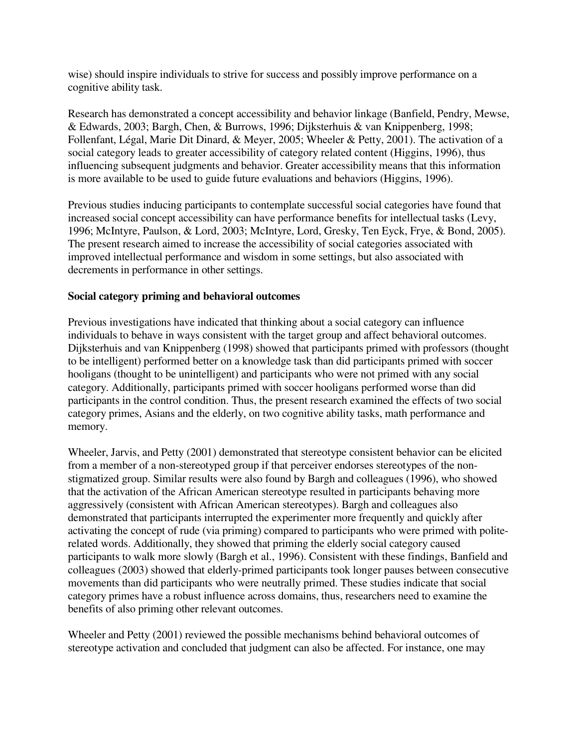wise) should inspire individuals to strive for success and possibly improve performance on a cognitive ability task.

Research has demonstrated a concept accessibility and behavior linkage (Banfield, Pendry, Mewse, & Edwards, 2003; Bargh, Chen, & Burrows, 1996; Dijksterhuis & van Knippenberg, 1998; Follenfant, Légal, Marie Dit Dinard, & Meyer, 2005; Wheeler & Petty, 2001). The activation of a social category leads to greater accessibility of category related content (Higgins, 1996), thus influencing subsequent judgments and behavior. Greater accessibility means that this information is more available to be used to guide future evaluations and behaviors (Higgins, 1996).

Previous studies inducing participants to contemplate successful social categories have found that increased social concept accessibility can have performance benefits for intellectual tasks (Levy, 1996; McIntyre, Paulson, & Lord, 2003; McIntyre, Lord, Gresky, Ten Eyck, Frye, & Bond, 2005). The present research aimed to increase the accessibility of social categories associated with improved intellectual performance and wisdom in some settings, but also associated with decrements in performance in other settings.

**Social category priming and behavioral outcomes**

Previous investigations have indicated that thinking about a social category can influence individuals to behave in ways consistent with the target group and affect behavioral outcomes. Dijksterhuis and van Knippenberg (1998) showed that participants primed with professors (thought to be intelligent) performed better on a knowledge task than did participants primed with soccer hooligans (thought to be unintelligent) and participants who were not primed with any social category. Additionally, participants primed with soccer hooligans performed worse than did participants in the control condition. Thus, the present research examined the effects of two social category primes, Asians and the elderly, on two cognitive ability tasks, math performance and memory.

Wheeler, Jarvis, and Petty (2001) demonstrated that stereotype consistent behavior can be elicited from a member of a non-stereotyped group if that perceiver endorses stereotypes of the non-stigmatized group. Similar results were also found by Bargh and colleagues (1996), who showed that the activation of the African American stereotype resulted in participants behaving more aggressively (consistent with African American stereotypes). Bargh and colleagues also demonstrated that participants interrupted the experimenter more frequently and quickly after activating the concept of rude (via priming) compared to participants who were primed with polite-related words. Additionally, they showed that priming the elderly social category caused participants to walk more slowly (Bargh et al., 1996). Consistent with these findings, Banfield and colleagues (2003) showed that elderly-primed participants took longer pauses between consecutive movements than did participants who were neutrally primed. These studies indicate that social category primes have a robust influence across domains, thus, researchers need to examine the benefits of also priming other relevant outcomes.

Wheeler and Petty (2001) reviewed the possible mechanisms behind behavioral outcomes of stereotype activation and concluded that judgment can also be affected. For instance, one may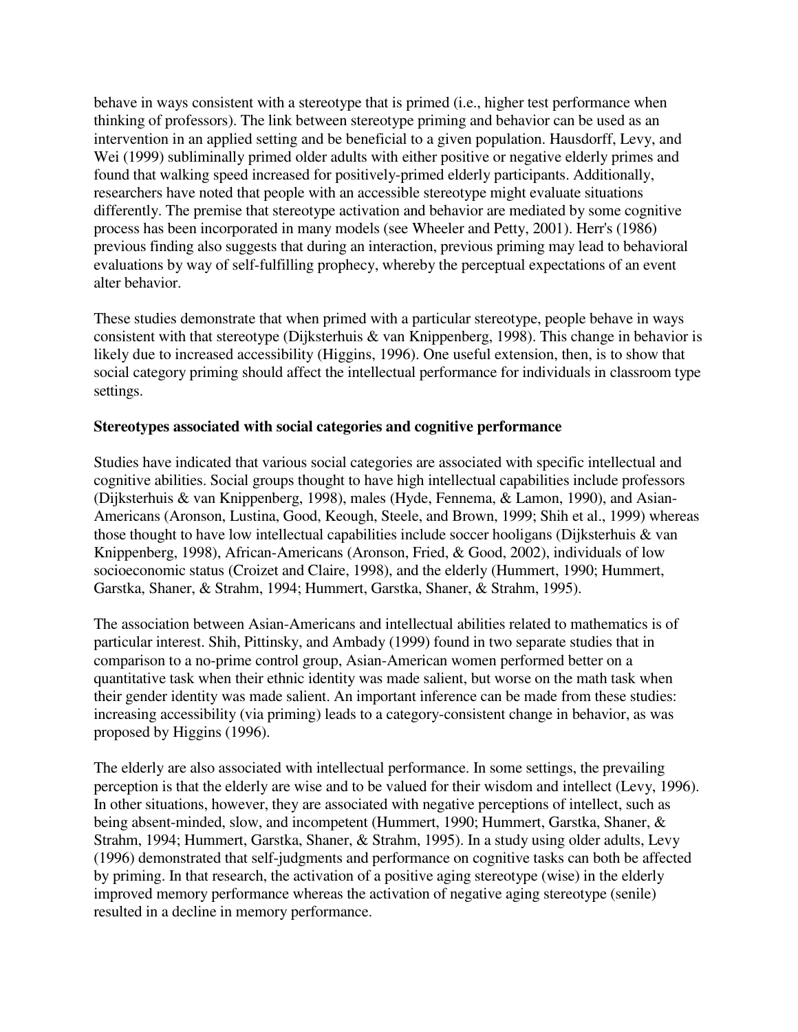behave in ways consistent with a stereotype that is primed (i.e., higher test performance when thinking of professors). The link between stereotype priming and behavior can be used as an intervention in an applied setting and be beneficial to a given population. Hausdorff, Levy, and Wei (1999) subliminally primed older adults with either positive or negative elderly primes and found that walking speed increased for positively-primed elderly participants. Additionally, researchers have noted that people with an accessible stereotype might evaluate situations differently. The premise that stereotype activation and behavior are mediated by some cognitive process has been incorporated in many models (see Wheeler and Petty, 2001). Herr's (1986) previous finding also suggests that during an interaction, previous priming may lead to behavioral evaluations by way of self-fulfilling prophecy, whereby the perceptual expectations of an event alter behavior.

These studies demonstrate that when primed with a particular stereotype, people behave in ways consistent with that stereotype (Dijksterhuis & van Knippenberg, 1998). This change in behavior is likely due to increased accessibility (Higgins, 1996). One useful extension, then, is to show that social category priming should affect the intellectual performance for individuals in classroom type settings.

**Stereotypes associated with social categories and cognitive performance**

Studies have indicated that various social categories are associated with specific intellectual and cognitive abilities. Social groups thought to have high intellectual capabilities include professors (Dijksterhuis & van Knippenberg, 1998), males (Hyde, Fennema, & Lamon, 1990), and Asian-Americans (Aronson, Lustina, Good, Keough, Steele, and Brown, 1999; Shih et al., 1999) whereas those thought to have low intellectual capabilities include soccer hooligans (Dijksterhuis & van Knippenberg, 1998), African-Americans (Aronson, Fried, & Good, 2002), individuals of low socioeconomic status (Croizet and Claire, 1998), and the elderly (Hummert, 1990; Hummert, Garstka, Shaner, & Strahm, 1994; Hummert, Garstka, Shaner, & Strahm, 1995).

The association between Asian-Americans and intellectual abilities related to mathematics is of particular interest. Shih, Pittinsky, and Ambady (1999) found in two separate studies that in comparison to a no-prime control group, Asian-American women performed better on a quantitative task when their ethnic identity was made salient, but worse on the math task when their gender identity was made salient. An important inference can be made from these studies: increasing accessibility (via priming) leads to a category-consistent change in behavior, as was proposed by Higgins (1996).

The elderly are also associated with intellectual performance. In some settings, the prevailing perception is that the elderly are wise and to be valued for their wisdom and intellect (Levy, 1996). In other situations, however, they are associated with negative perceptions of intellect, such as being absent-minded, slow, and incompetent (Hummert, 1990; Hummert, Garstka, Shaner, & Strahm, 1994; Hummert, Garstka, Shaner, & Strahm, 1995). In a study using older adults, Levy (1996) demonstrated that self-judgments and performance on cognitive tasks can both be affected by priming. In that research, the activation of a positive aging stereotype (wise) in the elderly improved memory performance whereas the activation of negative aging stereotype (senile) resulted in a decline in memory performance.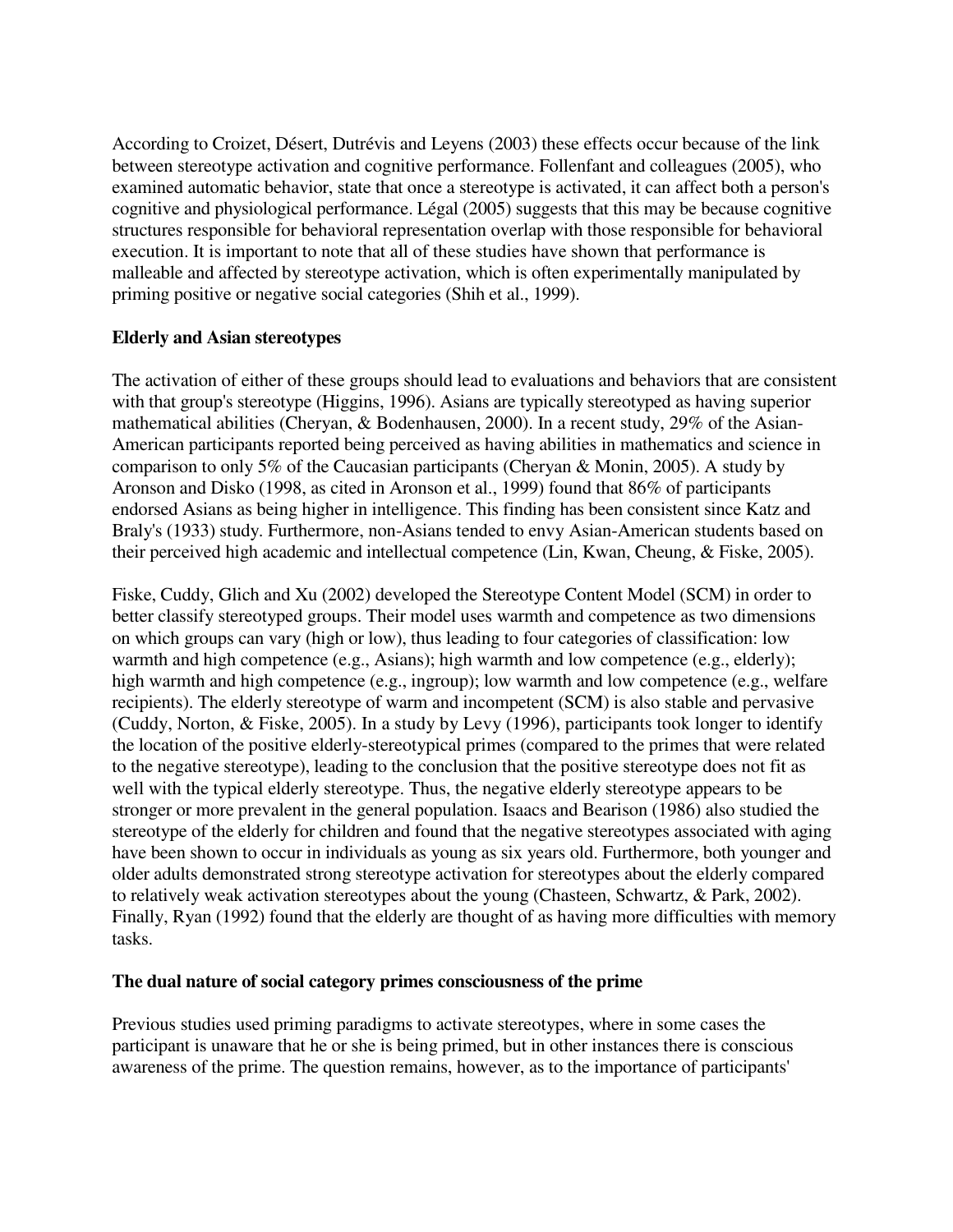According to Croizet, Désert, Dutrévis and Leyens (2003) these effects occur because of the link between stereotype activation and cognitive performance. Follenfant and colleagues (2005), who examined automatic behavior, state that once a stereotype is activated, it can affect both a person's cognitive and physiological performance. Légal (2005) suggests that this may be because cognitive structures responsible for behavioral representation overlap with those responsible for behavioral execution. It is important to note that all of these studies have shown that performance is malleable and affected by stereotype activation, which is often experimentally manipulated by priming positive or negative social categories (Shih et al., 1999).

### Elderly and Asian stereotypes

The activation of either of these groups should lead to evaluations and behaviors that are consistent with that group's stereotype (Higgins, 1996). Asians are typically stereotyped as having superior mathematical abilities (Cheryan, & Bodenhausen, 2000). In a recent study, 29% of the Asian-American participants reported being perceived as having abilities in mathematics and science in comparison to only 5% of the Caucasian participants (Cheryan & Monin, 2005). A study by Aronson and Disko (1998, as cited in Aronson et al., 1999) found that 86% of participants endorsed Asians as being higher in intelligence. This finding has been consistent since Katz and Braly's (1933) study. Furthermore, non-Asians tended to envy Asian-American students based on their perceived high academic and intellectual competence (Lin, Kwan, Cheung, & Fiske, 2005).

Fiske, Cuddy, Glich and Xu (2002) developed the Stereotype Content Model (SCM) in order to better classify stereotyped groups. Their model uses warmth and competence as two dimensions on which groups can vary (high or low), thus leading to four categories of classification: low warmth and high competence (e.g., Asians); high warmth and low competence (e.g., elderly); high warmth and high competence (e.g., ingroup); low warmth and low competence (e.g., welfare recipients). The elderly stereotype of warm and incompetent (SCM) is also stable and pervasive (Cuddy, Norton, & Fiske, 2005). In a study by Levy (1996), participants took longer to identify the location of the positive elderly-stereotypical primes (compared to the primes that were related to the negative stereotype), leading to the conclusion that the positive stereotype does not fit as well with the typical elderly stereotype. Thus, the negative elderly stereotype appears to be stronger or more prevalent in the general population. Isaacs and Bearison (1986) also studied the stereotype of the elderly for children and found that the negative stereotypes associated with aging have been shown to occur in individuals as young as six years old. Furthermore, both younger and older adults demonstrated strong stereotype activation for stereotypes about the elderly compared to relatively weak activation stereotypes about the young (Chasteen, Schwartz, & Park, 2002). Finally, Ryan (1992) found that the elderly are thought of as having more difficulties with memory tasks.

### The dual nature of social category primes consciousness of the prime

Previous studies used priming paradigms to activate stereotypes, where in some cases the participant is unaware that he or she is being primed, but in other instances there is conscious awareness of the prime. The question remains, however, as to the importance of participants'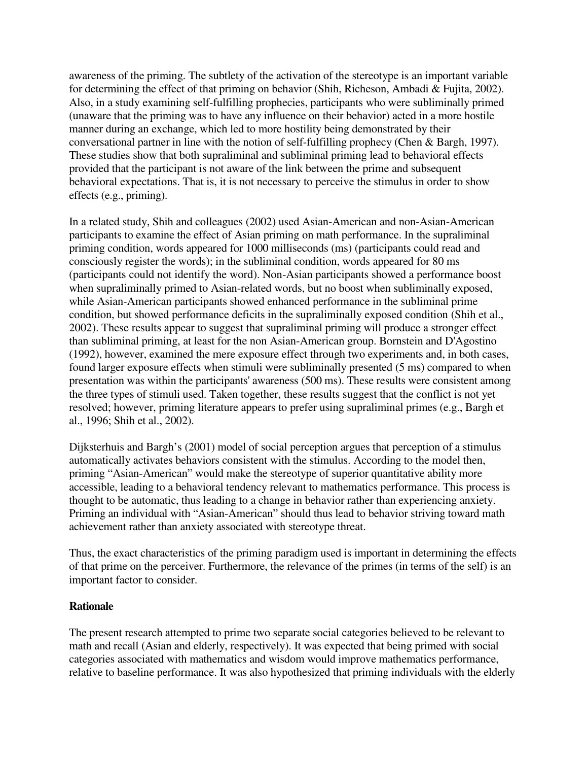awareness of the priming. The subtlety of the activation of the stereotype is an important variable for determining the effect of that priming on behavior (Shih, Richeson, Ambadi & Fujita, 2002). Also, in a study examining self-fulfilling prophecies, participants who were subliminally primed (unaware that the priming was to have any influence on their behavior) acted in a more hostile manner during an exchange, which led to more hostility being demonstrated by their conversational partner in line with the notion of self-fulfilling prophecy (Chen & Bargh, 1997). These studies show that both supraliminal and subliminal priming lead to behavioral effects provided that the participant is not aware of the link between the prime and subsequent behavioral expectations. That is, it is not necessary to perceive the stimulus in order to show effects (e.g., priming).

In a related study, Shih and colleagues (2002) used Asian-American and non-Asian-American participants to examine the effect of Asian priming on math performance. In the supraliminal priming condition, words appeared for 1000 milliseconds (ms) (participants could read and consciously register the words); in the subliminal condition, words appeared for 80 ms (participants could not identify the word). Non-Asian participants showed a performance boost when supraliminally primed to Asian-related words, but no boost when subliminally exposed, while Asian-American participants showed enhanced performance in the subliminal prime condition, but showed performance deficits in the supraliminally exposed condition (Shih et al., 2002). These results appear to suggest that supraliminal priming will produce a stronger effect than subliminal priming, at least for the non Asian-American group. Bornstein and D'Agostino (1992), however, examined the mere exposure effect through two experiments and, in both cases, found larger exposure effects when stimuli were subliminally presented (5 ms) compared to when presentation was within the participants' awareness (500 ms). These results were consistent among the three types of stimuli used. Taken together, these results suggest that the conflict is not yet resolved; however, priming literature appears to prefer using supraliminal primes (e.g., Bargh et al., 1996; Shih et al., 2002).

Dijksterhuis and Bargh's (2001) model of social perception argues that perception of a stimulus automatically activates behaviors consistent with the stimulus. According to the model then, priming "Asian-American" would make the stereotype of superior quantitative ability more accessible, leading to a behavioral tendency relevant to mathematics performance. This process is thought to be automatic, thus leading to a change in behavior rather than experiencing anxiety. Priming an individual with "Asian-American" should thus lead to behavior striving toward math achievement rather than anxiety associated with stereotype threat.

Thus, the exact characteristics of the priming paradigm used is important in determining the effects of that prime on the perceiver. Furthermore, the relevance of the primes (in terms of the self) is an important factor to consider.

**Rationale**

The present research attempted to prime two separate social categories believed to be relevant to math and recall (Asian and elderly, respectively). It was expected that being primed with social categories associated with mathematics and wisdom would improve mathematics performance, relative to baseline performance. It was also hypothesized that priming individuals with the elderly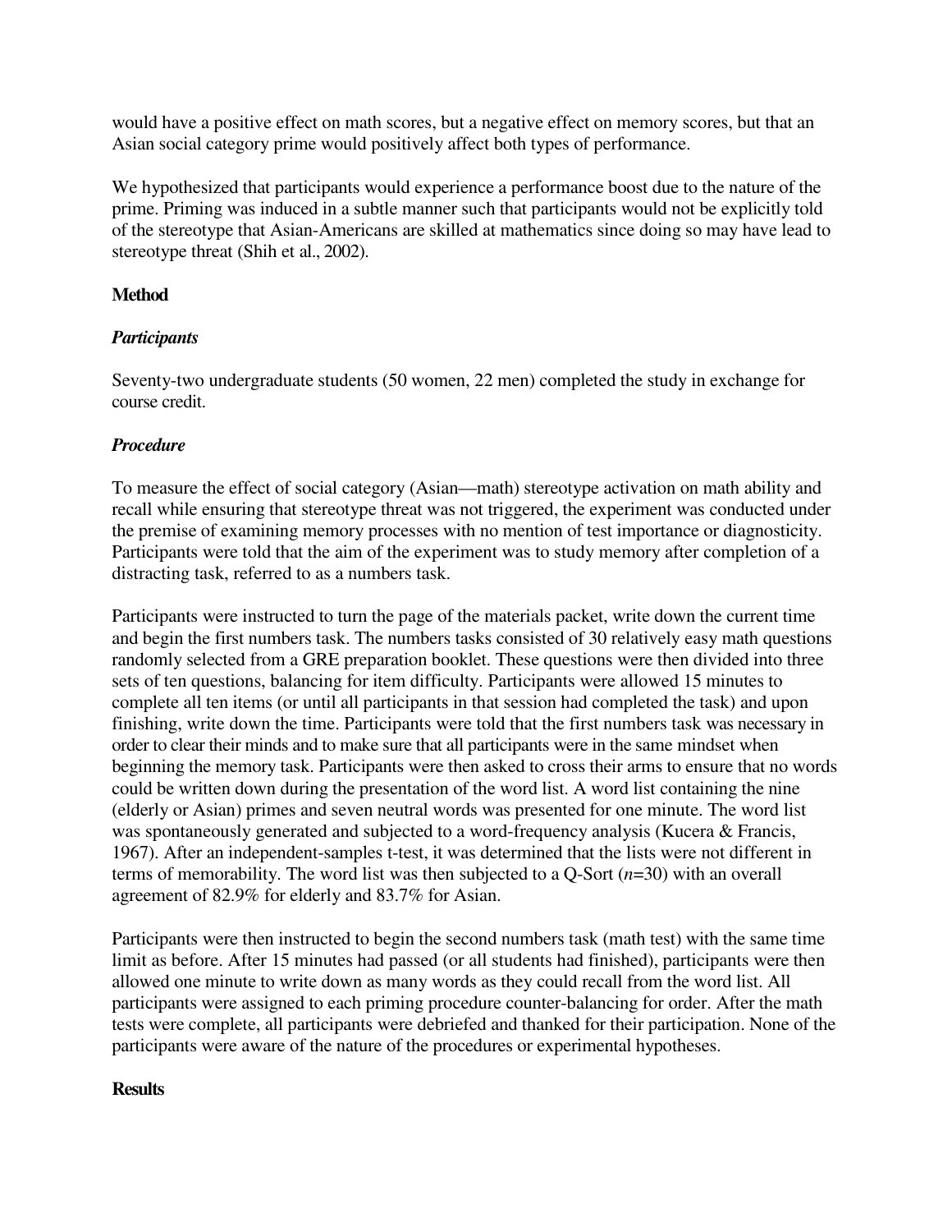would have a positive effect on math scores, but a negative effect on memory scores, but that an Asian social category prime would positively affect both types of performance.

We hypothesized that participants would experience a performance boost due to the nature of the prime. Priming was induced in a subtle manner such that participants would not be explicitly told of the stereotype that Asian-Americans are skilled at mathematics since doing so may have lead to stereotype threat (Shih et al., 2002).

## Method

### *Participants*

Seventy-two undergraduate students (50 women, 22 men) completed the study in exchange for course credit.

### *Procedure*

To measure the effect of social category (Asian—math) stereotype activation on math ability and recall while ensuring that stereotype threat was not triggered, the experiment was conducted under the premise of examining memory processes with no mention of test importance or diagnosticity. Participants were told that the aim of the experiment was to study memory after completion of a distracting task, referred to as a numbers task.

Participants were instructed to turn the page of the materials packet, write down the current time and begin the first numbers task. The numbers tasks consisted of 30 relatively easy math questions randomly selected from a GRE preparation booklet. These questions were then divided into three sets of ten questions, balancing for item difficulty. Participants were allowed 15 minutes to complete all ten items (or until all participants in that session had completed the task) and upon finishing, write down the time. Participants were told that the first numbers task was necessary in order to clear their minds and to make sure that all participants were in the same mindset when beginning the memory task. Participants were then asked to cross their arms to ensure that no words could be written down during the presentation of the word list. A word list containing the nine (elderly or Asian) primes and seven neutral words was presented for one minute. The word list was spontaneously generated and subjected to a word-frequency analysis (Kucera & Francis, 1967). After an independent-samples t-test, it was determined that the lists were not different in terms of memorability. The word list was then subjected to a Q-Sort ($n$=30) with an overall agreement of 82.9% for elderly and 83.7% for Asian.

Participants were then instructed to begin the second numbers task (math test) with the same time limit as before. After 15 minutes had passed (or all students had finished), participants were then allowed one minute to write down as many words as they could recall from the word list. All participants were assigned to each priming procedure counter-balancing for order. After the math tests were complete, all participants were debriefed and thanked for their participation. None of the participants were aware of the nature of the procedures or experimental hypotheses.

## Results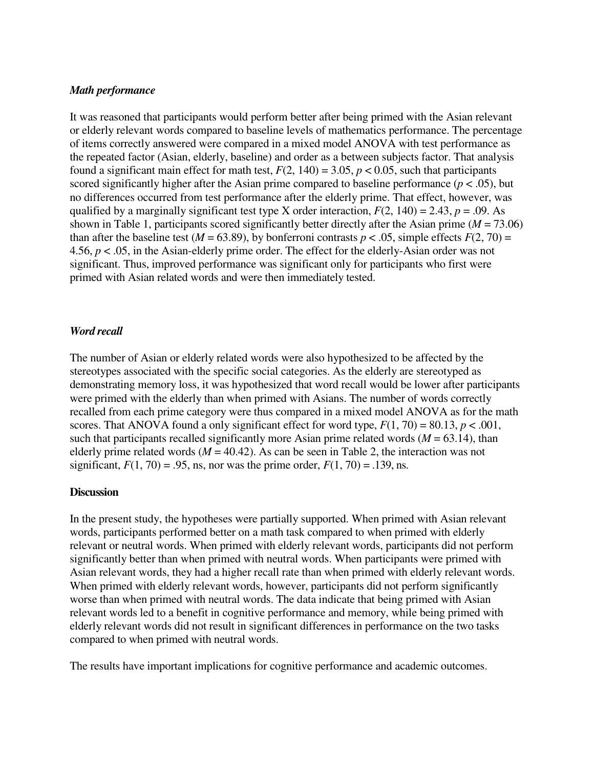### *Math performance*

It was reasoned that participants would perform better after being primed with the Asian relevant or elderly relevant words compared to baseline levels of mathematics performance. The percentage of items correctly answered were compared in a mixed model ANOVA with test performance as the repeated factor (Asian, elderly, baseline) and order as a between subjects factor. That analysis found a significant main effect for math test, $F(2, 140) = 3.05$, $p < 0.05$, such that participants scored significantly higher after the Asian prime compared to baseline performance ($p < .05$), but no differences occurred from test performance after the elderly prime. That effect, however, was qualified by a marginally significant test type X order interaction, $F(2, 140) = 2.43$, $p = .09$. As shown in Table 1, participants scored significantly better directly after the Asian prime ($M = 73.06$) than after the baseline test ($M = 63.89$), by bonferroni contrasts $p < .05$, simple effects $F(2, 70) = 4.56$, $p < .05$, in the Asian-elderly prime order. The effect for the elderly-Asian order was not significant. Thus, improved performance was significant only for participants who first were primed with Asian related words and were then immediately tested.

### *Word recall*

The number of Asian or elderly related words were also hypothesized to be affected by the stereotypes associated with the specific social categories. As the elderly are stereotyped as demonstrating memory loss, it was hypothesized that word recall would be lower after participants were primed with the elderly than when primed with Asians. The number of words correctly recalled from each prime category were thus compared in a mixed model ANOVA as for the math scores. That ANOVA found a only significant effect for word type, $F(1, 70) = 80.13$, $p < .001$, such that participants recalled significantly more Asian prime related words ($M = 63.14$), than elderly prime related words ($M = 40.42$). As can be seen in Table 2, the interaction was not significant, $F(1, 70) = .95$, ns, nor was the prime order, $F(1, 70) = .139$, ns.

## **Discussion**

In the present study, the hypotheses were partially supported. When primed with Asian relevant words, participants performed better on a math task compared to when primed with elderly relevant or neutral words. When primed with elderly relevant words, participants did not perform significantly better than when primed with neutral words. When participants were primed with Asian relevant words, they had a higher recall rate than when primed with elderly relevant words. When primed with elderly relevant words, however, participants did not perform significantly worse than when primed with neutral words. The data indicate that being primed with Asian relevant words led to a benefit in cognitive performance and memory, while being primed with elderly relevant words did not result in significant differences in performance on the two tasks compared to when primed with neutral words.

The results have important implications for cognitive performance and academic outcomes.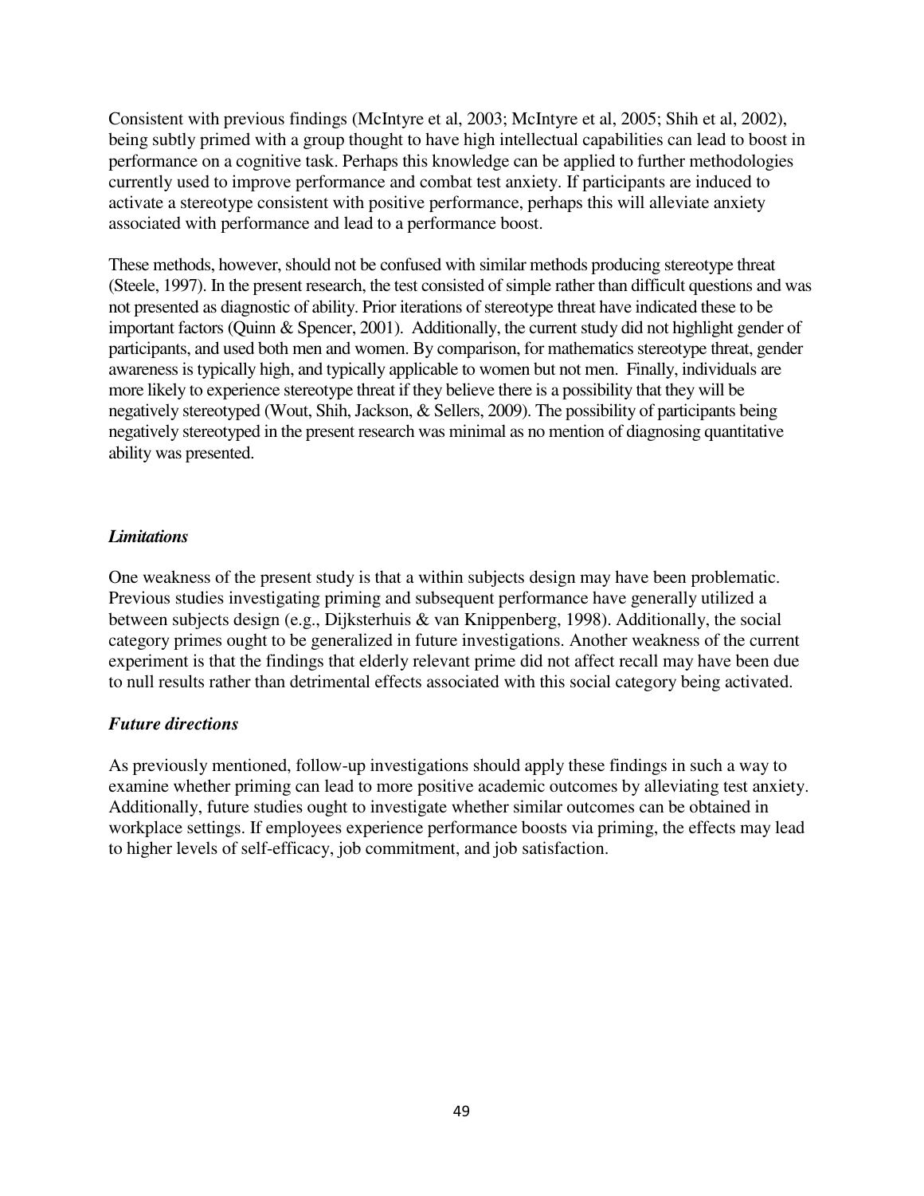Consistent with previous findings (McIntyre et al, 2003; McIntyre et al, 2005; Shih et al, 2002), being subtly primed with a group thought to have high intellectual capabilities can lead to boost in performance on a cognitive task. Perhaps this knowledge can be applied to further methodologies currently used to improve performance and combat test anxiety. If participants are induced to activate a stereotype consistent with positive performance, perhaps this will alleviate anxiety associated with performance and lead to a performance boost.

These methods, however, should not be confused with similar methods producing stereotype threat (Steele, 1997). In the present research, the test consisted of simple rather than difficult questions and was not presented as diagnostic of ability. Prior iterations of stereotype threat have indicated these to be important factors (Quinn & Spencer, 2001). Additionally, the current study did not highlight gender of participants, and used both men and women. By comparison, for mathematics stereotype threat, gender awareness is typically high, and typically applicable to women but not men. Finally, individuals are more likely to experience stereotype threat if they believe there is a possibility that they will be negatively stereotyped (Wout, Shih, Jackson, & Sellers, 2009). The possibility of participants being negatively stereotyped in the present research was minimal as no mention of diagnosing quantitative ability was presented.

### *Limitations*

One weakness of the present study is that a within subjects design may have been problematic. Previous studies investigating priming and subsequent performance have generally utilized a between subjects design (e.g., Dijksterhuis & van Knippenberg, 1998). Additionally, the social category primes ought to be generalized in future investigations. Another weakness of the current experiment is that the findings that elderly relevant prime did not affect recall may have been due to null results rather than detrimental effects associated with this social category being activated.

### *Future directions*

As previously mentioned, follow-up investigations should apply these findings in such a way to examine whether priming can lead to more positive academic outcomes by alleviating test anxiety. Additionally, future studies ought to investigate whether similar outcomes can be obtained in workplace settings. If employees experience performance boosts via priming, the effects may lead to higher levels of self-efficacy, job commitment, and job satisfaction.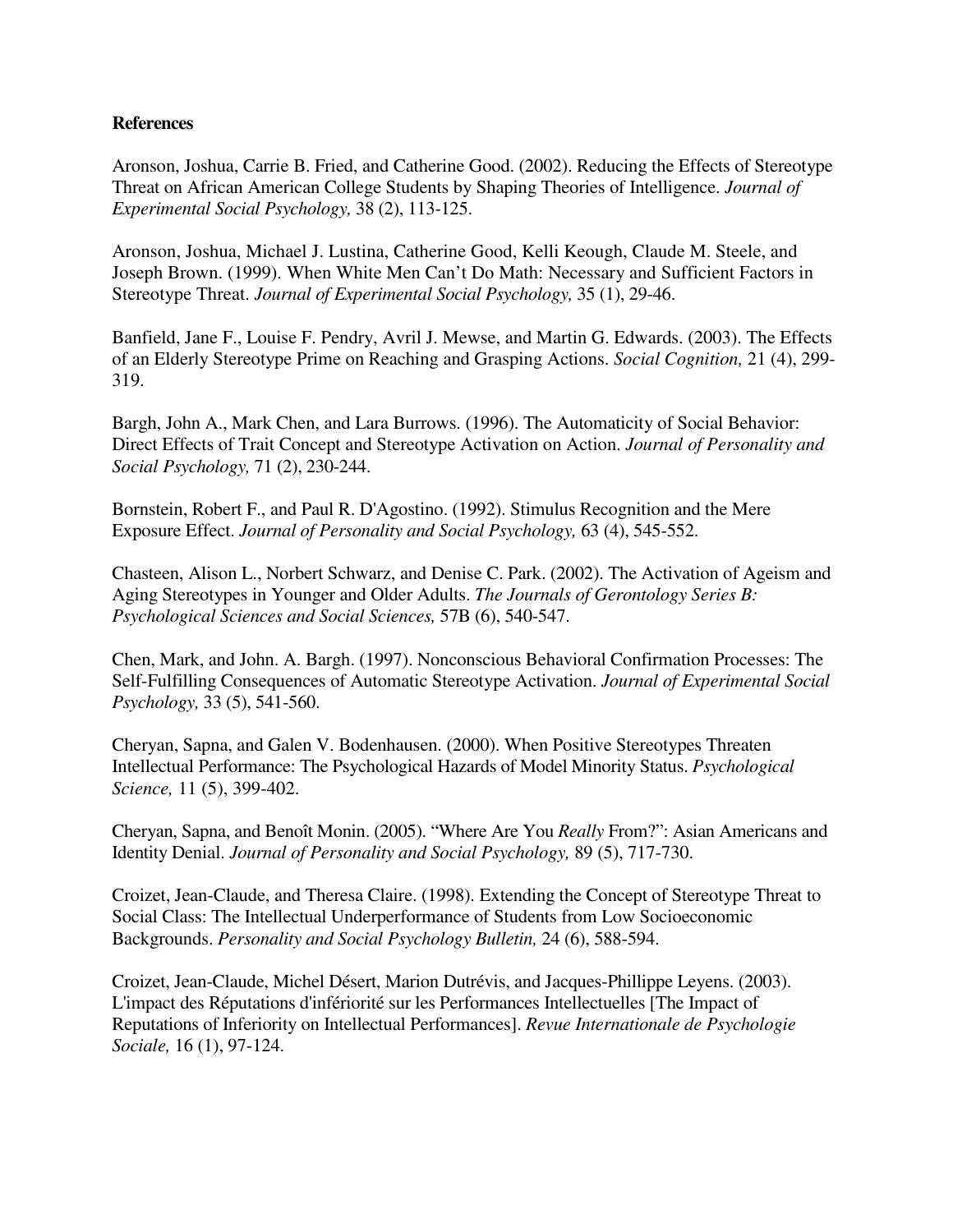**References**

Aronson, Joshua, Carrie B. Fried, and Catherine Good. (2002). Reducing the Effects of Stereotype Threat on African American College Students by Shaping Theories of Intelligence. *Journal of Experimental Social Psychology,* 38 (2), 113-125.

Aronson, Joshua, Michael J. Lustina, Catherine Good, Kelli Keough, Claude M. Steele, and Joseph Brown. (1999). When White Men Can't Do Math: Necessary and Sufficient Factors in Stereotype Threat. *Journal of Experimental Social Psychology,* 35 (1), 29-46.

Banfield, Jane F., Louise F. Pendry, Avril J. Mewse, and Martin G. Edwards. (2003). The Effects of an Elderly Stereotype Prime on Reaching and Grasping Actions. *Social Cognition,* 21 (4), 299-319.

Bargh, John A., Mark Chen, and Lara Burrows. (1996). The Automaticity of Social Behavior: Direct Effects of Trait Concept and Stereotype Activation on Action. *Journal of Personality and Social Psychology,* 71 (2), 230-244.

Bornstein, Robert F., and Paul R. D'Agostino. (1992). Stimulus Recognition and the Mere Exposure Effect. *Journal of Personality and Social Psychology,* 63 (4), 545-552.

Chasteen, Alison L., Norbert Schwarz, and Denise C. Park. (2002). The Activation of Ageism and Aging Stereotypes in Younger and Older Adults. *The Journals of Gerontology Series B: Psychological Sciences and Social Sciences,* 57B (6), 540-547.

Chen, Mark, and John. A. Bargh. (1997). Nonconscious Behavioral Confirmation Processes: The Self-Fulfilling Consequences of Automatic Stereotype Activation. *Journal of Experimental Social Psychology,* 33 (5), 541-560.

Cheryan, Sapna, and Galen V. Bodenhausen. (2000). When Positive Stereotypes Threaten Intellectual Performance: The Psychological Hazards of Model Minority Status. *Psychological Science,* 11 (5), 399-402.

Cheryan, Sapna, and Benoît Monin. (2005). "Where Are You *Really* From?": Asian Americans and Identity Denial. *Journal of Personality and Social Psychology,* 89 (5), 717-730.

Croizet, Jean-Claude, and Theresa Claire. (1998). Extending the Concept of Stereotype Threat to Social Class: The Intellectual Underperformance of Students from Low Socioeconomic Backgrounds. *Personality and Social Psychology Bulletin,* 24 (6), 588-594.

Croizet, Jean-Claude, Michel Désert, Marion Dutrévis, and Jacques-Phillippe Leyens. (2003). L'impact des Réputations d'infériorité sur les Performances Intellectuelles [The Impact of Reputations of Inferiority on Intellectual Performances]. *Revue Internationale de Psychologie Sociale,* 16 (1), 97-124.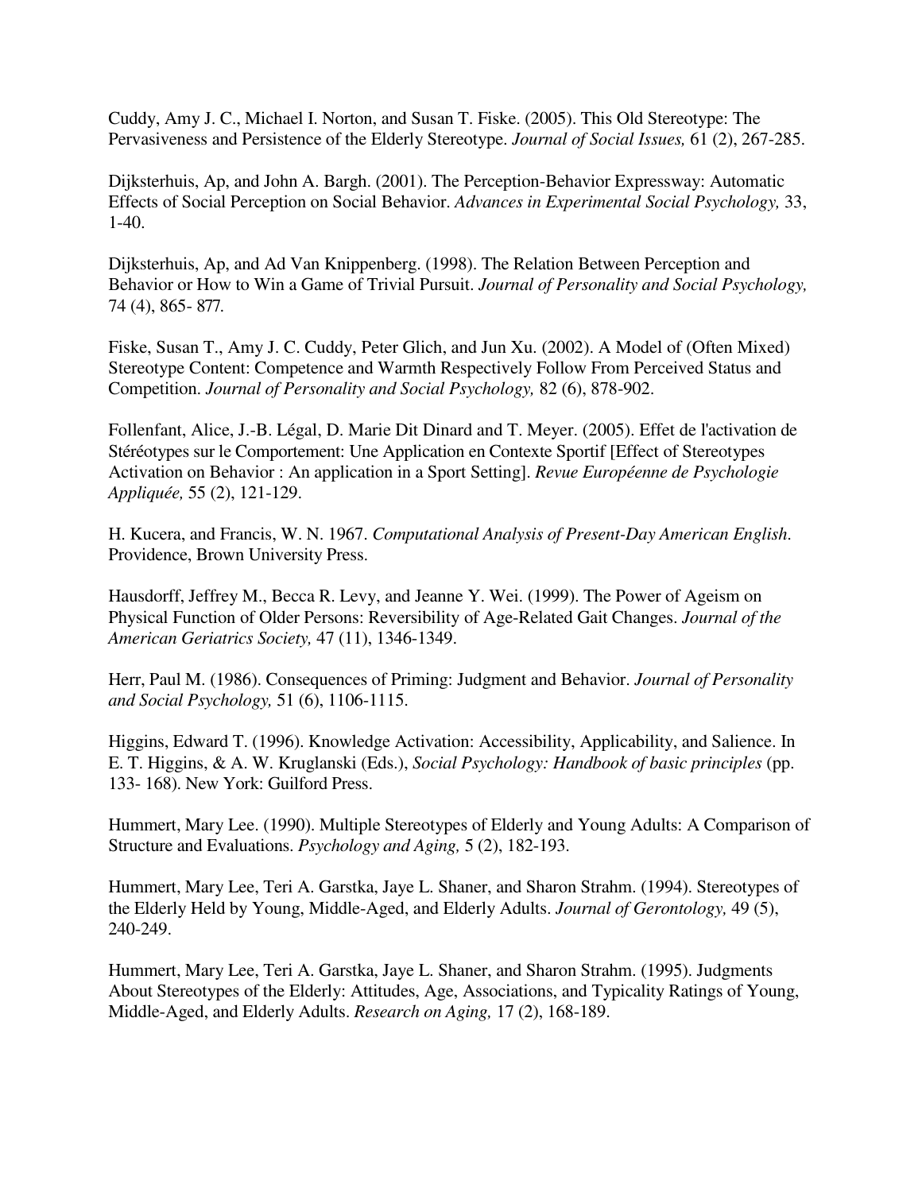Cuddy, Amy J. C., Michael I. Norton, and Susan T. Fiske. (2005). This Old Stereotype: The Pervasiveness and Persistence of the Elderly Stereotype. *Journal of Social Issues,* 61 (2), 267-285.

Dijksterhuis, Ap, and John A. Bargh. (2001). The Perception-Behavior Expressway: Automatic Effects of Social Perception on Social Behavior. *Advances in Experimental Social Psychology,* 33, 1-40.

Dijksterhuis, Ap, and Ad Van Knippenberg. (1998). The Relation Between Perception and Behavior or How to Win a Game of Trivial Pursuit. *Journal of Personality and Social Psychology,* 74 (4), 865- 877.

Fiske, Susan T., Amy J. C. Cuddy, Peter Glich, and Jun Xu. (2002). A Model of (Often Mixed) Stereotype Content: Competence and Warmth Respectively Follow From Perceived Status and Competition. *Journal of Personality and Social Psychology,* 82 (6), 878-902.

Follenfant, Alice, J.-B. Légal, D. Marie Dit Dinard and T. Meyer. (2005). Effet de l'activation de Stéréotypes sur le Comportement: Une Application en Contexte Sportif [Effect of Stereotypes Activation on Behavior : An application in a Sport Setting]. *Revue Européenne de Psychologie Appliquée,* 55 (2), 121-129.

H. Kucera, and Francis, W. N. 1967. *Computational Analysis of Present-Day American English*. Providence, Brown University Press.

Hausdorff, Jeffrey M., Becca R. Levy, and Jeanne Y. Wei. (1999). The Power of Ageism on Physical Function of Older Persons: Reversibility of Age-Related Gait Changes. *Journal of the American Geriatrics Society,* 47 (11), 1346-1349.

Herr, Paul M. (1986). Consequences of Priming: Judgment and Behavior. *Journal of Personality and Social Psychology,* 51 (6), 1106-1115.

Higgins, Edward T. (1996). Knowledge Activation: Accessibility, Applicability, and Salience. In E. T. Higgins, & A. W. Kruglanski (Eds.), *Social Psychology: Handbook of basic principles* (pp. 133- 168). New York: Guilford Press.

Hummert, Mary Lee. (1990). Multiple Stereotypes of Elderly and Young Adults: A Comparison of Structure and Evaluations. *Psychology and Aging,* 5 (2), 182-193.

Hummert, Mary Lee, Teri A. Garstka, Jaye L. Shaner, and Sharon Strahm. (1994). Stereotypes of the Elderly Held by Young, Middle-Aged, and Elderly Adults. *Journal of Gerontology,* 49 (5), 240-249.

Hummert, Mary Lee, Teri A. Garstka, Jaye L. Shaner, and Sharon Strahm. (1995). Judgments About Stereotypes of the Elderly: Attitudes, Age, Associations, and Typicality Ratings of Young, Middle-Aged, and Elderly Adults. *Research on Aging,* 17 (2), 168-189.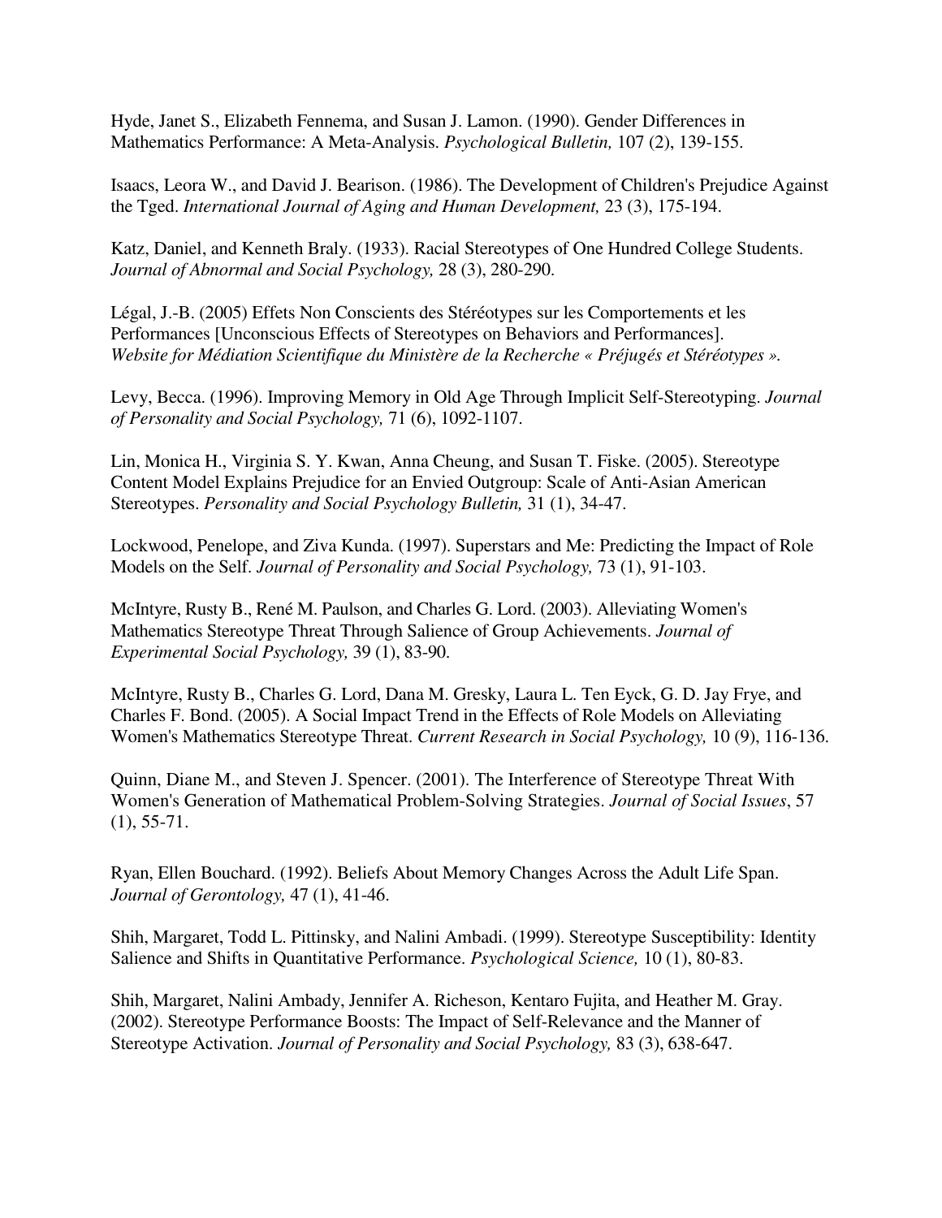Hyde, Janet S., Elizabeth Fennema, and Susan J. Lamon. (1990). Gender Differences in Mathematics Performance: A Meta-Analysis. *Psychological Bulletin,* 107 (2), 139-155.

Isaacs, Leora W., and David J. Bearison. (1986). The Development of Children's Prejudice Against the Tged. *International Journal of Aging and Human Development,* 23 (3), 175-194.

Katz, Daniel, and Kenneth Braly. (1933). Racial Stereotypes of One Hundred College Students. *Journal of Abnormal and Social Psychology,* 28 (3), 280-290.

Légal, J.-B. (2005) Effets Non Conscients des Stéréotypes sur les Comportements et les Performances [Unconscious Effects of Stereotypes on Behaviors and Performances]. *Website for Médiation Scientifique du Ministère de la Recherche « Préjugés et Stéréotypes ».*

Levy, Becca. (1996). Improving Memory in Old Age Through Implicit Self-Stereotyping. *Journal of Personality and Social Psychology,* 71 (6), 1092-1107.

Lin, Monica H., Virginia S. Y. Kwan, Anna Cheung, and Susan T. Fiske. (2005). Stereotype Content Model Explains Prejudice for an Envied Outgroup: Scale of Anti-Asian American Stereotypes. *Personality and Social Psychology Bulletin,* 31 (1), 34-47.

Lockwood, Penelope, and Ziva Kunda. (1997). Superstars and Me: Predicting the Impact of Role Models on the Self. *Journal of Personality and Social Psychology,* 73 (1), 91-103.

McIntyre, Rusty B., René M. Paulson, and Charles G. Lord. (2003). Alleviating Women's Mathematics Stereotype Threat Through Salience of Group Achievements. *Journal of Experimental Social Psychology,* 39 (1), 83-90.

McIntyre, Rusty B., Charles G. Lord, Dana M. Gresky, Laura L. Ten Eyck, G. D. Jay Frye, and Charles F. Bond. (2005). A Social Impact Trend in the Effects of Role Models on Alleviating Women's Mathematics Stereotype Threat. *Current Research in Social Psychology,* 10 (9), 116-136.

Quinn, Diane M., and Steven J. Spencer. (2001). The Interference of Stereotype Threat With Women's Generation of Mathematical Problem-Solving Strategies. *Journal of Social Issues*, 57 (1), 55-71.

Ryan, Ellen Bouchard. (1992). Beliefs About Memory Changes Across the Adult Life Span. *Journal of Gerontology,* 47 (1), 41-46.

Shih, Margaret, Todd L. Pittinsky, and Nalini Ambadi. (1999). Stereotype Susceptibility: Identity Salience and Shifts in Quantitative Performance. *Psychological Science,* 10 (1), 80-83.

Shih, Margaret, Nalini Ambady, Jennifer A. Richeson, Kentaro Fujita, and Heather M. Gray. (2002). Stereotype Performance Boosts: The Impact of Self-Relevance and the Manner of Stereotype Activation. *Journal of Personality and Social Psychology,* 83 (3), 638-647.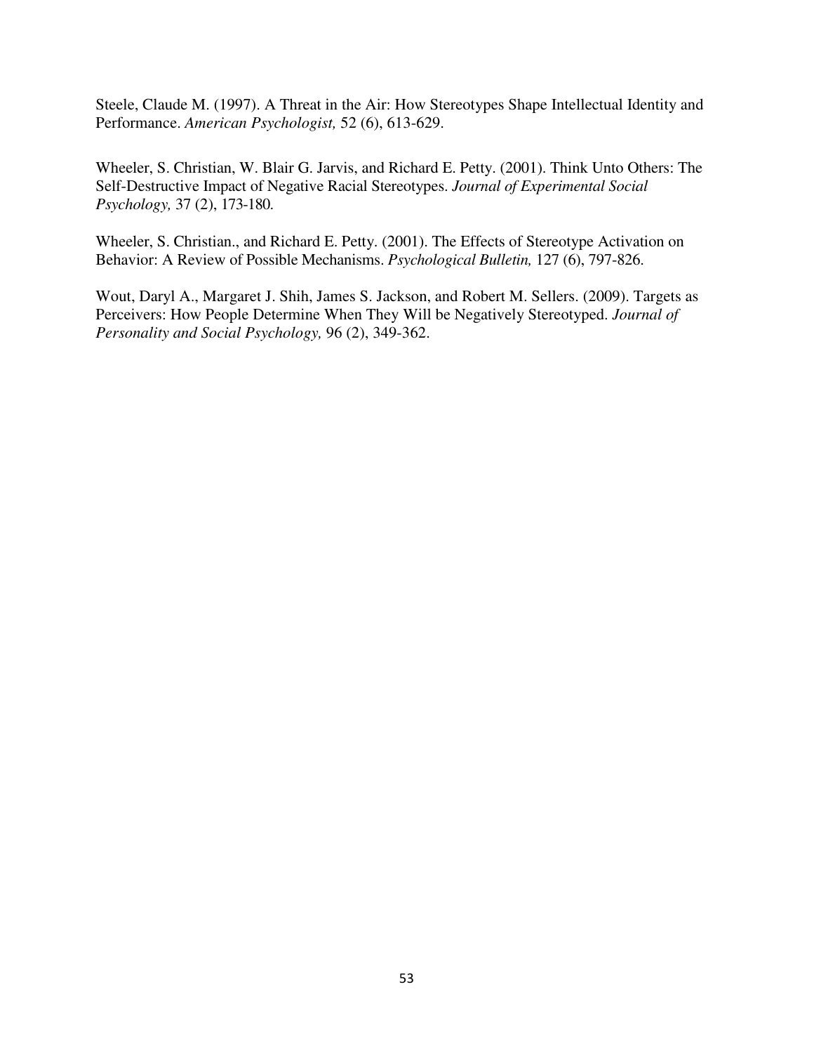Steele, Claude M. (1997). A Threat in the Air: How Stereotypes Shape Intellectual Identity and Performance. *American Psychologist,* 52 (6), 613-629.

Wheeler, S. Christian, W. Blair G. Jarvis, and Richard E. Petty. (2001). Think Unto Others: The Self-Destructive Impact of Negative Racial Stereotypes. *Journal of Experimental Social Psychology,* 37 (2), 173-180.

Wheeler, S. Christian., and Richard E. Petty. (2001). The Effects of Stereotype Activation on Behavior: A Review of Possible Mechanisms. *Psychological Bulletin,* 127 (6), 797-826.

Wout, Daryl A., Margaret J. Shih, James S. Jackson, and Robert M. Sellers. (2009). Targets as Perceivers: How People Determine When They Will be Negatively Stereotyped. *Journal of Personality and Social Psychology,* 96 (2), 349-362.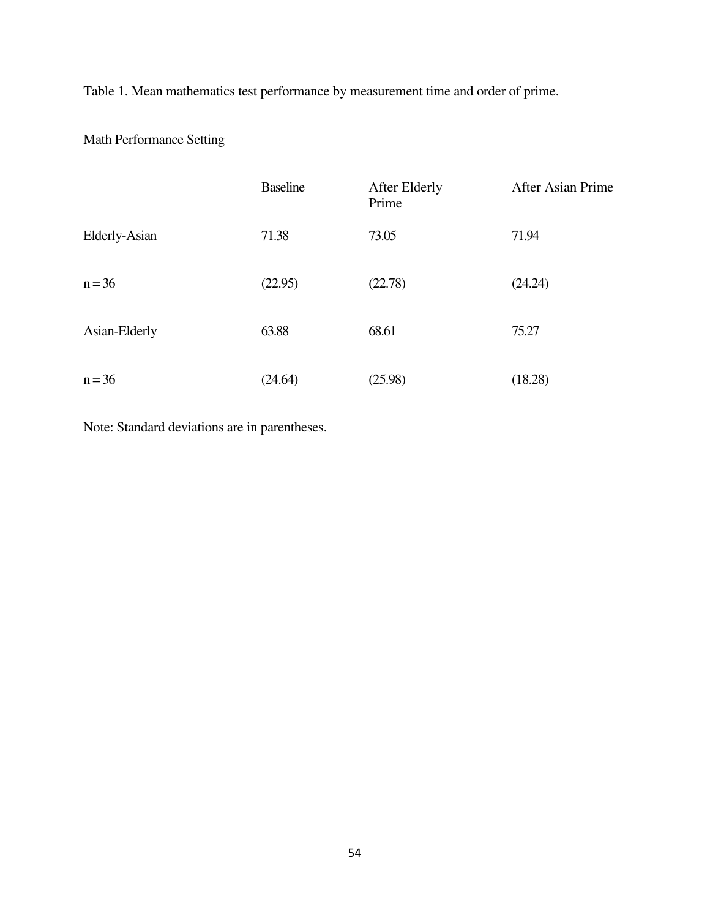Table 1. Mean mathematics test performance by measurement time and order of prime.

Math Performance Setting

| | Baseline | After Elderly Prime | After Asian Prime |
|---|---|---|---|
| Elderly-Asian | 71.38 | 73.05 | 71.94 |
| n = 36 | (22.95) | (22.78) | (24.24) |
| Asian-Elderly | 63.88 | 68.61 | 75.27 |
| n = 36 | (24.64) | (25.98) | (18.28) |

Note: Standard deviations are in parentheses.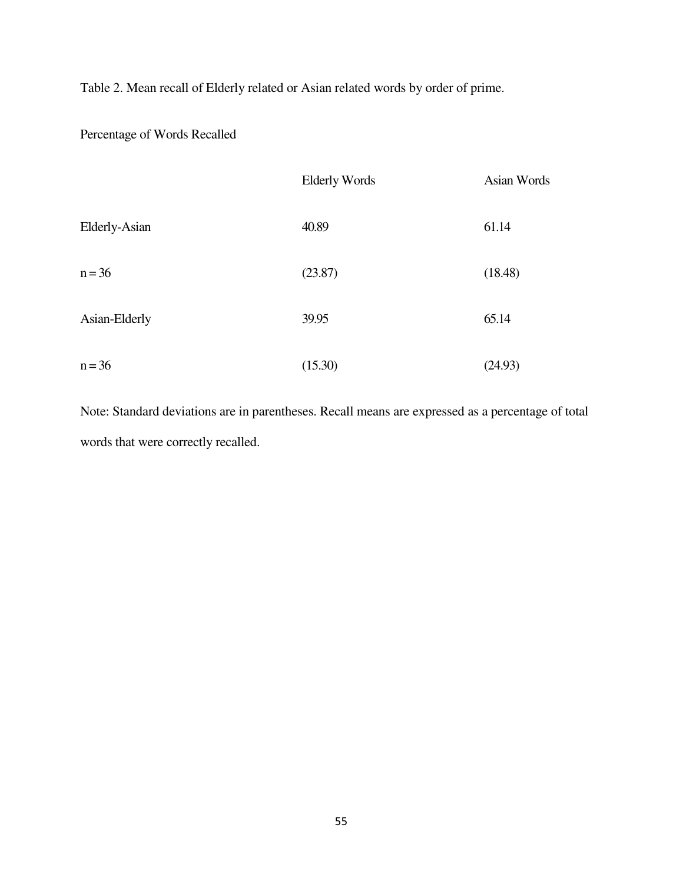Table 2. Mean recall of Elderly related or Asian related words by order of prime.

Percentage of Words Recalled

| | Elderly Words | Asian Words |
|---|---|---|
| Elderly-Asian | 40.89 | 61.14 |
| n = 36 | (23.87) | (18.48) |
| Asian-Elderly | 39.95 | 65.14 |
| n = 36 | (15.30) | (24.93) |

Note: Standard deviations are in parentheses. Recall means are expressed as a percentage of total words that were correctly recalled.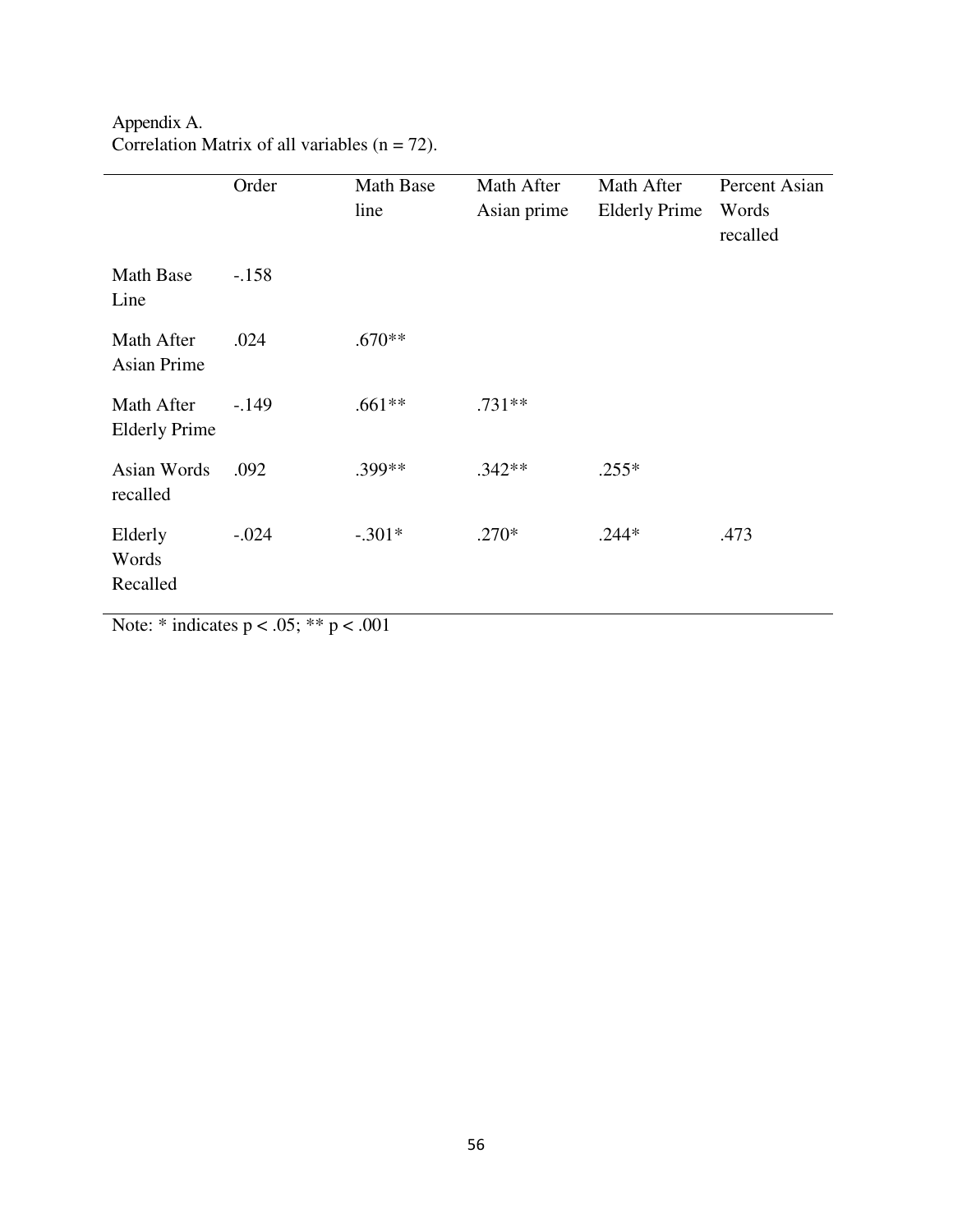Appendix A.
Correlation Matrix of all variables (n = 72).

| | Order | Math Base line | Math After Asian prime | Math After Elderly Prime | Percent Asian Words recalled |
|---|---|---|---|---|---|
| Math Base Line | -.158 | | | | |
| Math After Asian Prime | .024 | .670** | | | |
| Math After Elderly Prime | -.149 | .661** | .731** | | |
| Asian Words recalled | .092 | .399** | .342** | .255* | |
| Elderly Words Recalled | -.024 | -.301* | .270* | .244* | .473 |

Note: * indicates $p < .05$; ** $p < .001$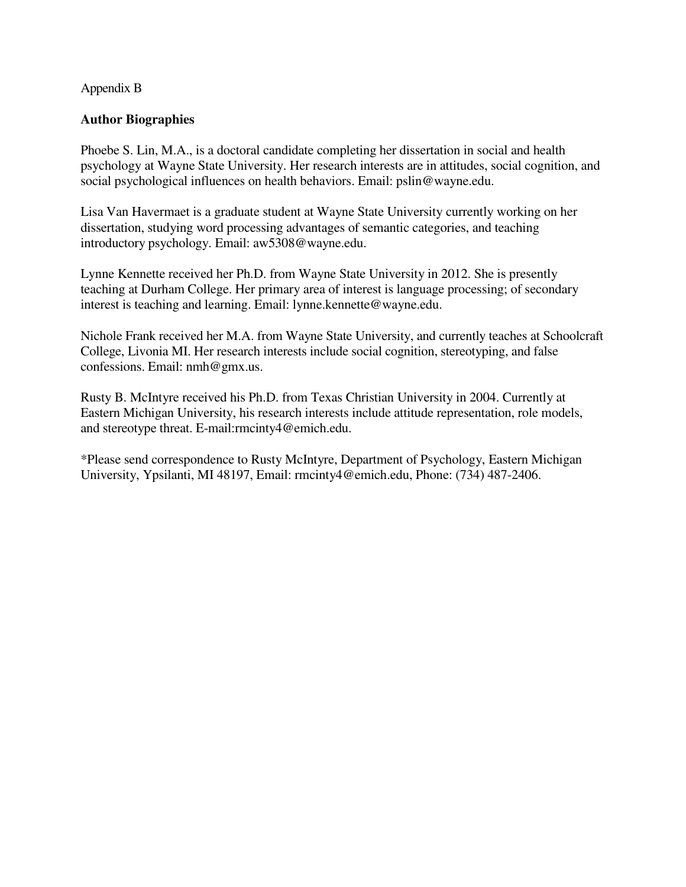Appendix B

**Author Biographies**

Phoebe S. Lin, M.A., is a doctoral candidate completing her dissertation in social and health psychology at Wayne State University. Her research interests are in attitudes, social cognition, and social psychological influences on health behaviors. Email: pslin@wayne.edu.

Lisa Van Havermaet is a graduate student at Wayne State University currently working on her dissertation, studying word processing advantages of semantic categories, and teaching introductory psychology. Email: aw5308@wayne.edu.

Lynne Kennette received her Ph.D. from Wayne State University in 2012. She is presently teaching at Durham College. Her primary area of interest is language processing; of secondary interest is teaching and learning. Email: lynne.kennette@wayne.edu.

Nichole Frank received her M.A. from Wayne State University, and currently teaches at Schoolcraft College, Livonia MI. Her research interests include social cognition, stereotyping, and false confessions. Email: nmh@gmx.us.

Rusty B. McIntyre received his Ph.D. from Texas Christian University in 2004. Currently at Eastern Michigan University, his research interests include attitude representation, role models, and stereotype threat. E-mail:rmcinty4@emich.edu.

*Please send correspondence to Rusty McIntyre, Department of Psychology, Eastern Michigan University, Ypsilanti, MI 48197, Email: rmcinty4@emich.edu, Phone: (734) 487-2406.